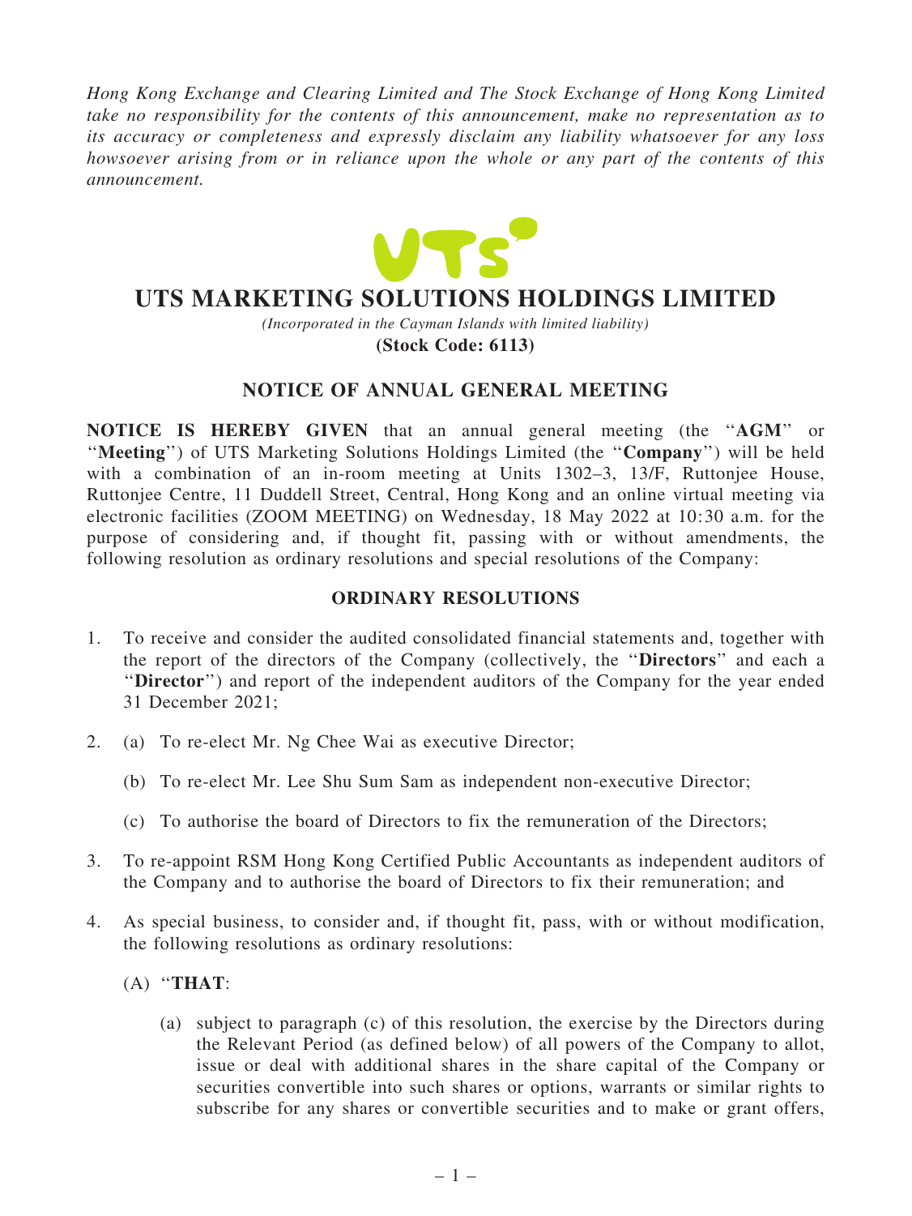*Hong Kong Exchange and Clearing Limited and The Stock Exchange of Hong Kong Limited take no responsibility for the contents of this announcement, make no representation as to its accuracy or completeness and expressly disclaim any liability whatsoever for any loss howsoever arising from or in reliance upon the whole or any part of the contents of this announcement.*

# UTS MARKETING SOLUTIONS HOLDINGS LIMITED

*(Incorporated in the Cayman Islands with limited liability)*

**(Stock Code: 6113)**

## NOTICE OF ANNUAL GENERAL MEETING

**NOTICE IS HEREBY GIVEN** that an annual general meeting (the "**AGM**" or "**Meeting**") of UTS Marketing Solutions Holdings Limited (the "**Company**") will be held with a combination of an in-room meeting at Units 1302–3, 13/F, Ruttonjee House, Ruttonjee Centre, 11 Duddell Street, Central, Hong Kong and an online virtual meeting via electronic facilities (ZOOM MEETING) on Wednesday, 18 May 2022 at 10:30 a.m. for the purpose of considering and, if thought fit, passing with or without amendments, the following resolution as ordinary resolutions and special resolutions of the Company:

### ORDINARY RESOLUTIONS

1. To receive and consider the audited consolidated financial statements and, together with the report of the directors of the Company (collectively, the "**Directors**" and each a "**Director**") and report of the independent auditors of the Company for the year ended 31 December 2021;

2. (a) To re-elect Mr. Ng Chee Wai as executive Director;

   (b) To re-elect Mr. Lee Shu Sum Sam as independent non-executive Director;

   (c) To authorise the board of Directors to fix the remuneration of the Directors;

3. To re-appoint RSM Hong Kong Certified Public Accountants as independent auditors of the Company and to authorise the board of Directors to fix their remuneration; and

4. As special business, to consider and, if thought fit, pass, with or without modification, the following resolutions as ordinary resolutions:

   (A) "**THAT**:

   (a) subject to paragraph (c) of this resolution, the exercise by the Directors during the Relevant Period (as defined below) of all powers of the Company to allot, issue or deal with additional shares in the share capital of the Company or securities convertible into such shares or options, warrants or similar rights to subscribe for any shares or convertible securities and to make or grant offers,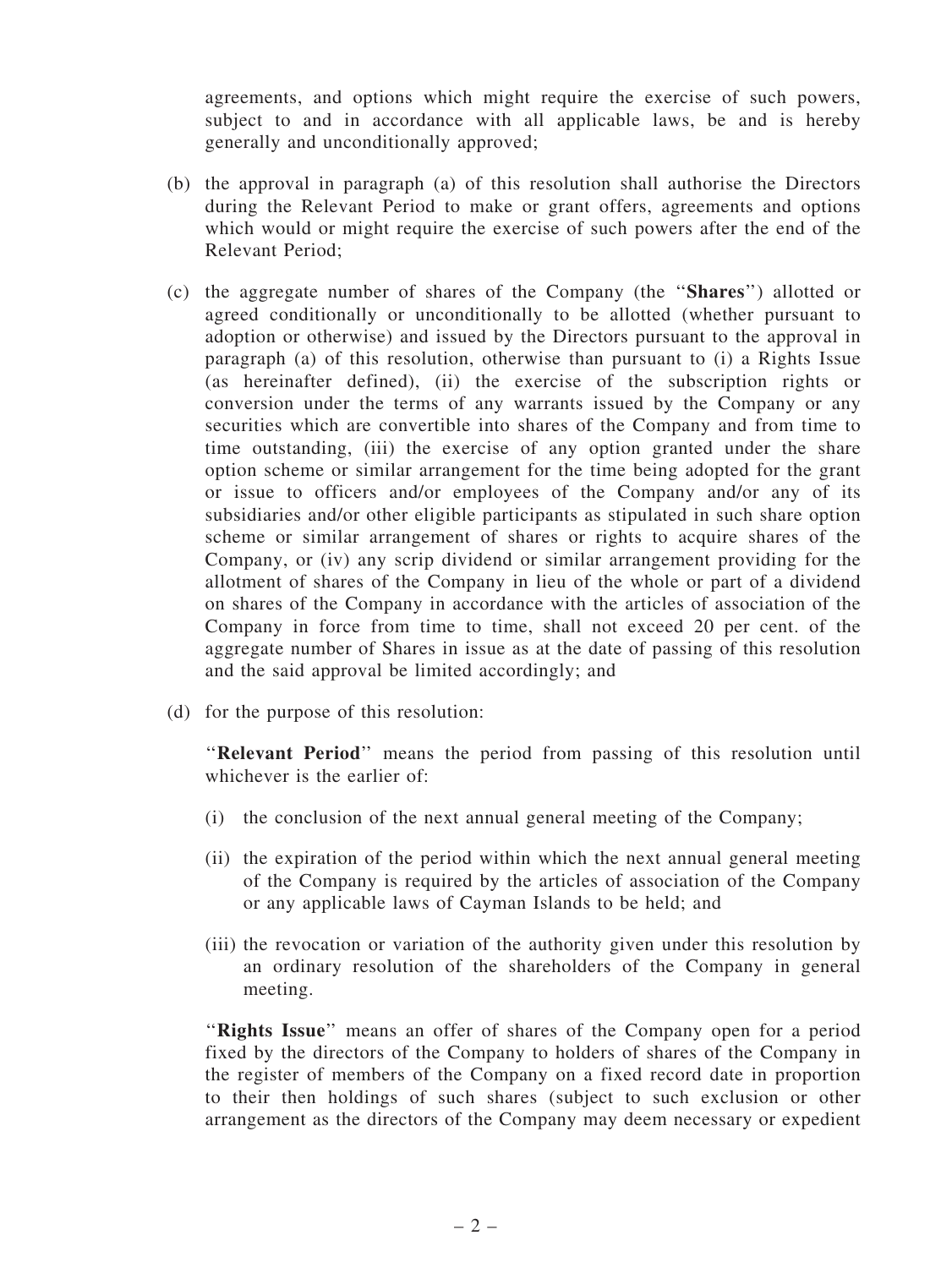agreements, and options which might require the exercise of such powers, subject to and in accordance with all applicable laws, be and is hereby generally and unconditionally approved;

(b) the approval in paragraph (a) of this resolution shall authorise the Directors during the Relevant Period to make or grant offers, agreements and options which would or might require the exercise of such powers after the end of the Relevant Period;

(c) the aggregate number of shares of the Company (the ''**Shares**'') allotted or agreed conditionally or unconditionally to be allotted (whether pursuant to adoption or otherwise) and issued by the Directors pursuant to the approval in paragraph (a) of this resolution, otherwise than pursuant to (i) a Rights Issue (as hereinafter defined), (ii) the exercise of the subscription rights or conversion under the terms of any warrants issued by the Company or any securities which are convertible into shares of the Company and from time to time outstanding, (iii) the exercise of any option granted under the share option scheme or similar arrangement for the time being adopted for the grant or issue to officers and/or employees of the Company and/or any of its subsidiaries and/or other eligible participants as stipulated in such share option scheme or similar arrangement of shares or rights to acquire shares of the Company, or (iv) any scrip dividend or similar arrangement providing for the allotment of shares of the Company in lieu of the whole or part of a dividend on shares of the Company in accordance with the articles of association of the Company in force from time to time, shall not exceed 20 per cent. of the aggregate number of Shares in issue as at the date of passing of this resolution and the said approval be limited accordingly; and

(d) for the purpose of this resolution:

''**Relevant Period**'' means the period from passing of this resolution until whichever is the earlier of:

(i) the conclusion of the next annual general meeting of the Company;

(ii) the expiration of the period within which the next annual general meeting of the Company is required by the articles of association of the Company or any applicable laws of Cayman Islands to be held; and

(iii) the revocation or variation of the authority given under this resolution by an ordinary resolution of the shareholders of the Company in general meeting.

''**Rights Issue**'' means an offer of shares of the Company open for a period fixed by the directors of the Company to holders of shares of the Company in the register of members of the Company on a fixed record date in proportion to their then holdings of such shares (subject to such exclusion or other arrangement as the directors of the Company may deem necessary or expedient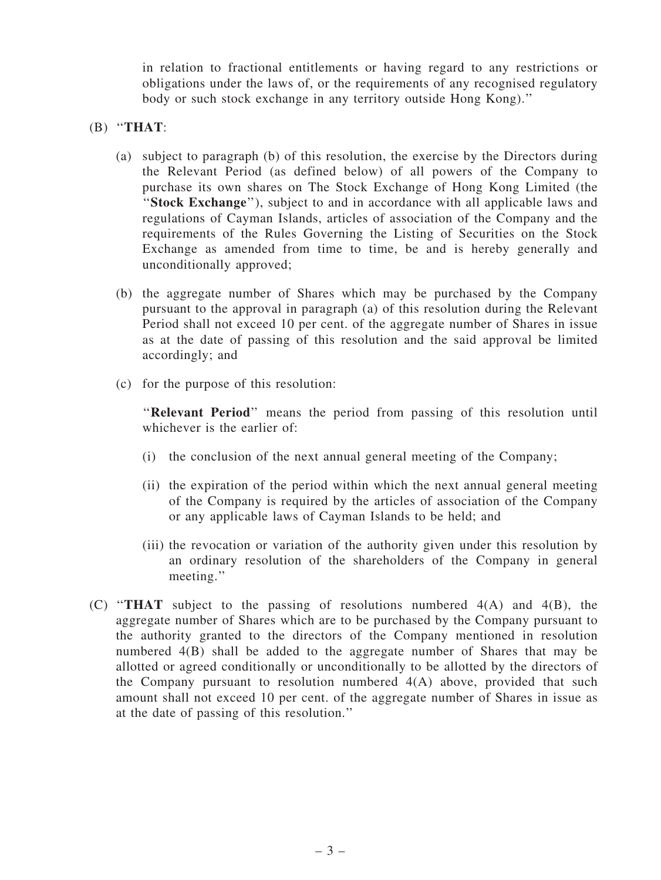in relation to fractional entitlements or having regard to any restrictions or obligations under the laws of, or the requirements of any recognised regulatory body or such stock exchange in any territory outside Hong Kong).''

(B) ''**THAT**:

(a) subject to paragraph (b) of this resolution, the exercise by the Directors during the Relevant Period (as defined below) of all powers of the Company to purchase its own shares on The Stock Exchange of Hong Kong Limited (the ''**Stock Exchange**''), subject to and in accordance with all applicable laws and regulations of Cayman Islands, articles of association of the Company and the requirements of the Rules Governing the Listing of Securities on the Stock Exchange as amended from time to time, be and is hereby generally and unconditionally approved;

(b) the aggregate number of Shares which may be purchased by the Company pursuant to the approval in paragraph (a) of this resolution during the Relevant Period shall not exceed 10 per cent. of the aggregate number of Shares in issue as at the date of passing of this resolution and the said approval be limited accordingly; and

(c) for the purpose of this resolution:

''**Relevant Period**'' means the period from passing of this resolution until whichever is the earlier of:

(i) the conclusion of the next annual general meeting of the Company;

(ii) the expiration of the period within which the next annual general meeting of the Company is required by the articles of association of the Company or any applicable laws of Cayman Islands to be held; and

(iii) the revocation or variation of the authority given under this resolution by an ordinary resolution of the shareholders of the Company in general meeting.''

(C) ''**THAT** subject to the passing of resolutions numbered 4(A) and 4(B), the aggregate number of Shares which are to be purchased by the Company pursuant to the authority granted to the directors of the Company mentioned in resolution numbered 4(B) shall be added to the aggregate number of Shares that may be allotted or agreed conditionally or unconditionally to be allotted by the directors of the Company pursuant to resolution numbered 4(A) above, provided that such amount shall not exceed 10 per cent. of the aggregate number of Shares in issue as at the date of passing of this resolution.''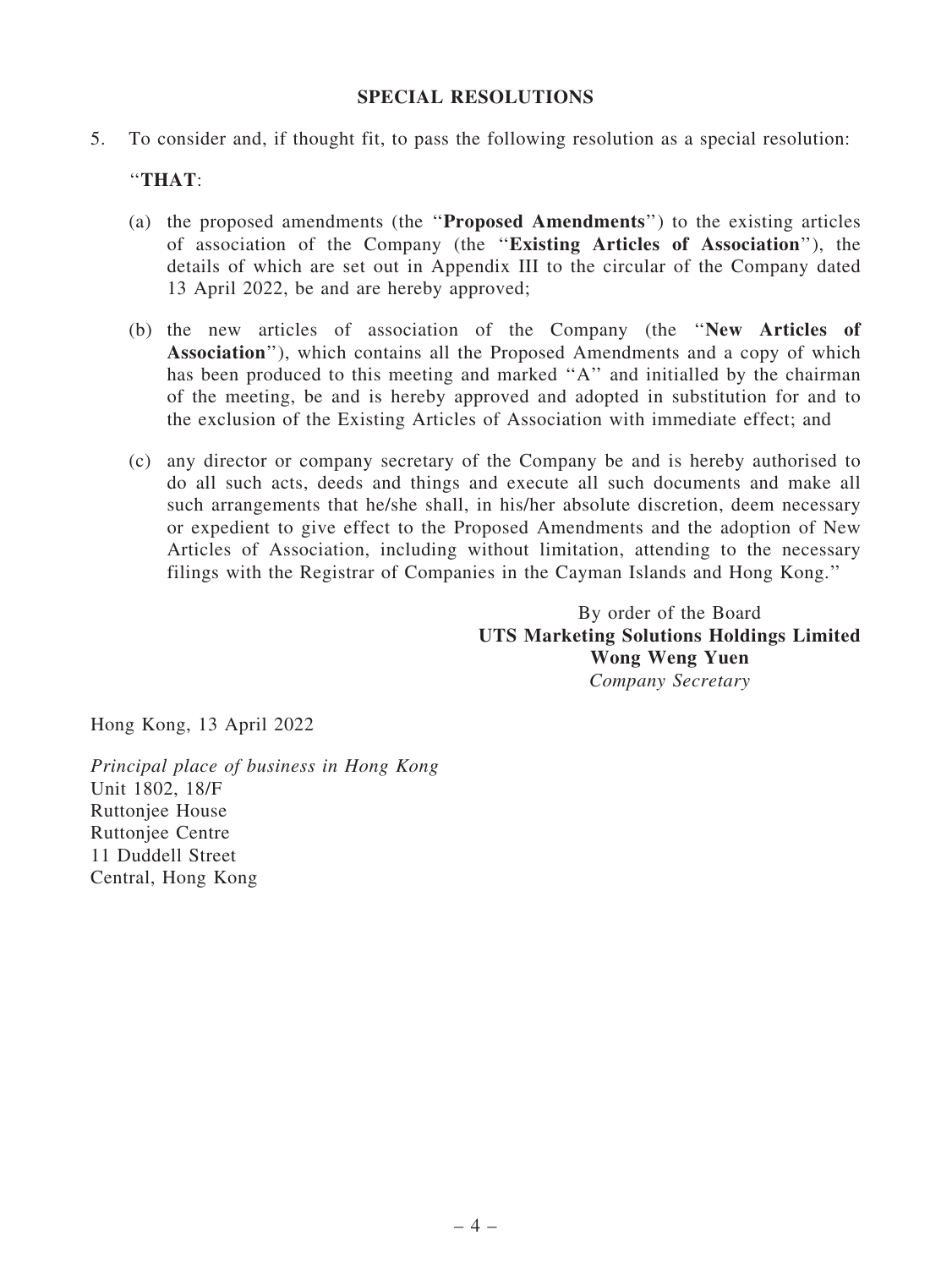## SPECIAL RESOLUTIONS

5. To consider and, if thought fit, to pass the following resolution as a special resolution:

"**THAT**:

(a) the proposed amendments (the "**Proposed Amendments**") to the existing articles of association of the Company (the "**Existing Articles of Association**"), the details of which are set out in Appendix III to the circular of the Company dated 13 April 2022, be and are hereby approved;

(b) the new articles of association of the Company (the "**New Articles of Association**"), which contains all the Proposed Amendments and a copy of which has been produced to this meeting and marked "A" and initialled by the chairman of the meeting, be and is hereby approved and adopted in substitution for and to the exclusion of the Existing Articles of Association with immediate effect; and

(c) any director or company secretary of the Company be and is hereby authorised to do all such acts, deeds and things and execute all such documents and make all such arrangements that he/she shall, in his/her absolute discretion, deem necessary or expedient to give effect to the Proposed Amendments and the adoption of New Articles of Association, including without limitation, attending to the necessary filings with the Registrar of Companies in the Cayman Islands and Hong Kong."

By order of the Board
**UTS Marketing Solutions Holdings Limited**
**Wong Weng Yuen**
*Company Secretary*

Hong Kong, 13 April 2022

*Principal place of business in Hong Kong*
Unit 1802, 18/F
Ruttonjee House
Ruttonjee Centre
11 Duddell Street
Central, Hong Kong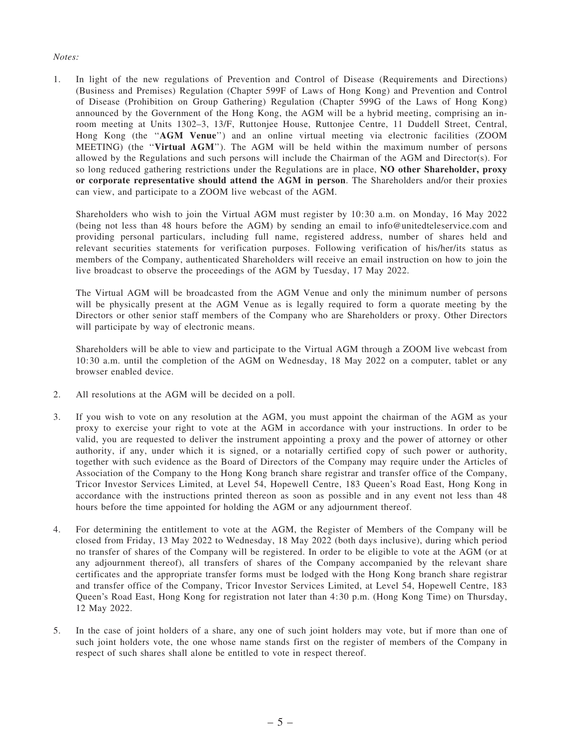*Notes:*

1. In light of the new regulations of Prevention and Control of Disease (Requirements and Directions) (Business and Premises) Regulation (Chapter 599F of Laws of Hong Kong) and Prevention and Control of Disease (Prohibition on Group Gathering) Regulation (Chapter 599G of the Laws of Hong Kong) announced by the Government of the Hong Kong, the AGM will be a hybrid meeting, comprising an in-room meeting at Units 1302–3, 13/F, Ruttonjee House, Ruttonjee Centre, 11 Duddell Street, Central, Hong Kong (the "**AGM Venue**") and an online virtual meeting via electronic facilities (ZOOM MEETING) (the "**Virtual AGM**"). The AGM will be held within the maximum number of persons allowed by the Regulations and such persons will include the Chairman of the AGM and Director(s). For so long reduced gathering restrictions under the Regulations are in place, **NO other Shareholder, proxy or corporate representative should attend the AGM in person**. The Shareholders and/or their proxies can view, and participate to a ZOOM live webcast of the AGM.

   Shareholders who wish to join the Virtual AGM must register by 10:30 a.m. on Monday, 16 May 2022 (being not less than 48 hours before the AGM) by sending an email to info@unitedteleservice.com and providing personal particulars, including full name, registered address, number of shares held and relevant securities statements for verification purposes. Following verification of his/her/its status as members of the Company, authenticated Shareholders will receive an email instruction on how to join the live broadcast to observe the proceedings of the AGM by Tuesday, 17 May 2022.

   The Virtual AGM will be broadcasted from the AGM Venue and only the minimum number of persons will be physically present at the AGM Venue as is legally required to form a quorate meeting by the Directors or other senior staff members of the Company who are Shareholders or proxy. Other Directors will participate by way of electronic means.

   Shareholders will be able to view and participate to the Virtual AGM through a ZOOM live webcast from 10:30 a.m. until the completion of the AGM on Wednesday, 18 May 2022 on a computer, tablet or any browser enabled device.

2. All resolutions at the AGM will be decided on a poll.

3. If you wish to vote on any resolution at the AGM, you must appoint the chairman of the AGM as your proxy to exercise your right to vote at the AGM in accordance with your instructions. In order to be valid, you are requested to deliver the instrument appointing a proxy and the power of attorney or other authority, if any, under which it is signed, or a notarially certified copy of such power or authority, together with such evidence as the Board of Directors of the Company may require under the Articles of Association of the Company to the Hong Kong branch share registrar and transfer office of the Company, Tricor Investor Services Limited, at Level 54, Hopewell Centre, 183 Queen's Road East, Hong Kong in accordance with the instructions printed thereon as soon as possible and in any event not less than 48 hours before the time appointed for holding the AGM or any adjournment thereof.

4. For determining the entitlement to vote at the AGM, the Register of Members of the Company will be closed from Friday, 13 May 2022 to Wednesday, 18 May 2022 (both days inclusive), during which period no transfer of shares of the Company will be registered. In order to be eligible to vote at the AGM (or at any adjournment thereof), all transfers of shares of the Company accompanied by the relevant share certificates and the appropriate transfer forms must be lodged with the Hong Kong branch share registrar and transfer office of the Company, Tricor Investor Services Limited, at Level 54, Hopewell Centre, 183 Queen's Road East, Hong Kong for registration not later than 4:30 p.m. (Hong Kong Time) on Thursday, 12 May 2022.

5. In the case of joint holders of a share, any one of such joint holders may vote, but if more than one of such joint holders vote, the one whose name stands first on the register of members of the Company in respect of such shares shall alone be entitled to vote in respect thereof.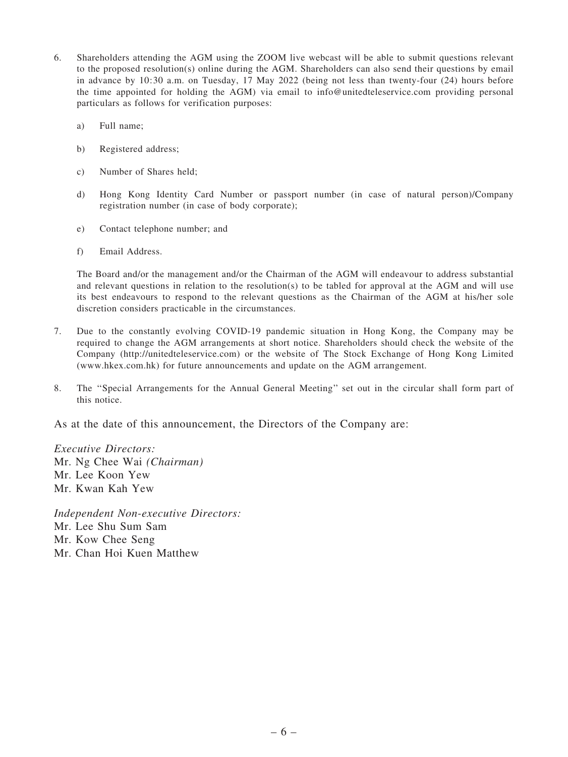6. Shareholders attending the AGM using the ZOOM live webcast will be able to submit questions relevant to the proposed resolution(s) online during the AGM. Shareholders can also send their questions by email in advance by 10:30 a.m. on Tuesday, 17 May 2022 (being not less than twenty-four (24) hours before the time appointed for holding the AGM) via email to info@unitedteleservice.com providing personal particulars as follows for verification purposes:

   a) Full name;

   b) Registered address;

   c) Number of Shares held;

   d) Hong Kong Identity Card Number or passport number (in case of natural person)/Company registration number (in case of body corporate);

   e) Contact telephone number; and

   f) Email Address.

   The Board and/or the management and/or the Chairman of the AGM will endeavour to address substantial and relevant questions in relation to the resolution(s) to be tabled for approval at the AGM and will use its best endeavours to respond to the relevant questions as the Chairman of the AGM at his/her sole discretion considers practicable in the circumstances.

7. Due to the constantly evolving COVID-19 pandemic situation in Hong Kong, the Company may be required to change the AGM arrangements at short notice. Shareholders should check the website of the Company (http://unitedteleservice.com) or the website of The Stock Exchange of Hong Kong Limited (www.hkex.com.hk) for future announcements and update on the AGM arrangement.

8. The "Special Arrangements for the Annual General Meeting" set out in the circular shall form part of this notice.

As at the date of this announcement, the Directors of the Company are:

*Executive Directors:*
Mr. Ng Chee Wai *(Chairman)*
Mr. Lee Koon Yew
Mr. Kwan Kah Yew

*Independent Non-executive Directors:*
Mr. Lee Shu Sum Sam
Mr. Kow Chee Seng
Mr. Chan Hoi Kuen Matthew